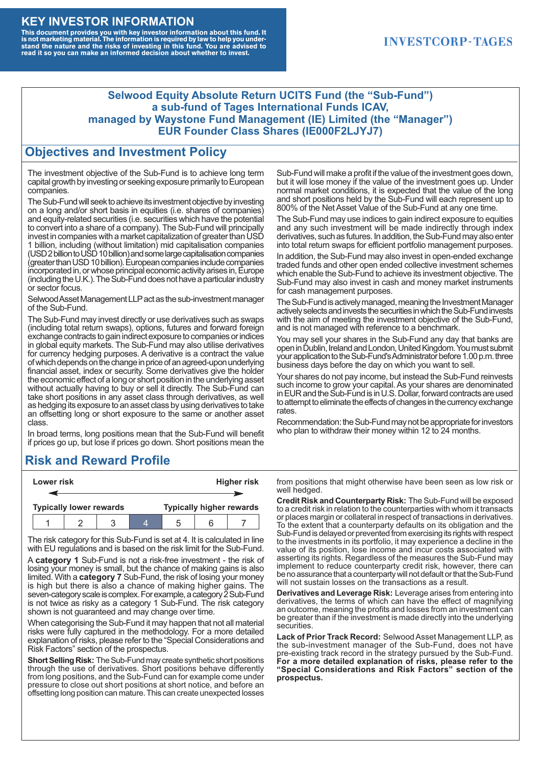# KEY INVESTOR INFORMATION

**This document provides you with key investor information about this fund. It is not marketing material. The information is required by law to help you understand the nature and the risks of investing in this fund. You are advised to read it so you can make an informed decision about whether to invest.**

INVESTCORP-TAGES

## Selwood Equity Absolute Return UCITS Fund (the "Sub-Fund") a sub-fund of Tages International Funds ICAV, managed by Waystone Fund Management (IE) Limited (the "Manager") EUR Founder Class Shares (IE000F2LJYJ7)

## Objectives and Investment Policy

The investment objective of the Sub-Fund is to achieve long term capital growth by investing or seeking exposure primarily to European companies.

The Sub-Fund will seek to achieve its investment objective by investing on a long and/or short basis in equities (i.e. shares of companies) and equity-related securities (i.e. securities which have the potential to convert into a share of a company). The Sub-Fund will principally invest in companies with a market capitalization of greater than USD 1 billion, including (without limitation) mid capitalisation companies (USD 2 billion to USD 10 billion) and some large capitalisation companies (greater than USD 10 billion). European companies include companies incorporated in, or whose principal economic activity arises in, Europe (including the U.K.). The Sub-Fund does not have a particular industry or sector focus.

Selwood Asset Management LLP act as the sub-investment manager of the Sub-Fund.

The Sub-Fund may invest directly or use derivatives such as swaps (including total return swaps), options, futures and forward foreign exchange contracts to gain indirect exposure to companies or indices in global equity markets. The Sub-Fund may also utilise derivatives for currency hedging purposes. A derivative is a contract the value of which depends on the change in price of an agreed-upon underlying financial asset, index or security. Some derivatives give the holder the economic effect of a long or short position in the underlying asset without actually having to buy or sell it directly. The Sub-Fund can take short positions in any asset class through derivatives, as well as hedging its exposure to an asset class by using derivatives to take an offsetting long or short exposure to the same or another asset class.

In broad terms, long positions mean that the Sub-Fund will benefit if prices go up, but lose if prices go down. Short positions mean the Sub-Fund will make a profit if the value of the investment goes down, but it will lose money if the value of the investment goes up. Under normal market conditions, it is expected that the value of the long and short positions held by the Sub-Fund will each represent up to 800% of the Net Asset Value of the Sub-Fund at any one time.

The Sub-Fund may use indices to gain indirect exposure to equities and any such investment will be made indirectly through index derivatives, such as futures. In addition, the Sub-Fund may also enter into total return swaps for efficient portfolio management purposes.

In addition, the Sub-Fund may also invest in open-ended exchange traded funds and other open ended collective investment schemes which enable the Sub-Fund to achieve its investment objective. The Sub-Fund may also invest in cash and money market instruments for cash management purposes.

The Sub-Fund is actively managed, meaning the Investment Manager actively selects and invests the securities in which the Sub-Fund invests with the aim of meeting the investment objective of the Sub-Fund, and is not managed with reference to a benchmark.

You may sell your shares in the Sub-Fund any day that banks are open in Dublin, Ireland and London, United Kingdom. You must submit your application to the Sub-Fund's Administrator before 1.00 p.m. three business days before the day on which you want to sell.

Your shares do not pay income, but instead the Sub-Fund reinvests such income to grow your capital. As your shares are denominated in EUR and the Sub-Fund is in U.S. Dollar, forward contracts are used to attempt to eliminate the effects of changes in the currency exchange rates.

Recommendation: the Sub-Fund may not be appropriate for investors who plan to withdraw their money within 12 to 24 months.

## Risk and Reward Profile

| Lower risk | | | | | | Higher risk |
|---|---|---|---|---|---|---|
| Typically lower rewards | | | | | | Typically higher rewards |
| 1 | 2 | 3 | **4** | 5 | 6 | 7 |

The risk category for this Sub-Fund is set at 4. It is calculated in line with EU regulations and is based on the risk limit for the Sub-Fund.

A **category 1** Sub-Fund is not a risk-free investment - the risk of losing your money is small, but the chance of making gains is also limited. With a **category 7** Sub-Fund, the risk of losing your money is high but there is also a chance of making higher gains. The seven-category scale is complex. For example, a category 2 Sub-Fund is not twice as risky as a category 1 Sub-Fund. The risk category shown is not guaranteed and may change over time.

When categorising the Sub-Fund it may happen that not all material risks were fully captured in the methodology. For a more detailed explanation of risks, please refer to the "Special Considerations and Risk Factors" section of the prospectus.

**Short Selling Risk:** The Sub-Fund may create synthetic short positions through the use of derivatives. Short positions behave differently from long positions, and the Sub-Fund can for example come under pressure to close out short positions at short notice, and before an offsetting long position can mature. This can create unexpected losses from positions that might otherwise have been seen as low risk or well hedged.

**Credit Risk and Counterparty Risk:** The Sub-Fund will be exposed to a credit risk in relation to the counterparties with whom it transacts or places margin or collateral in respect of transactions in derivatives. To the extent that a counterparty defaults on its obligation and the Sub-Fund is delayed or prevented from exercising its rights with respect to the investments in its portfolio, it may experience a decline in the value of its position, lose income and incur costs associated with asserting its rights. Regardless of the measures the Sub-Fund may implement to reduce counterparty credit risk, however, there can be no assurance that a counterparty will not default or that the Sub-Fund will not sustain losses on the transactions as a result.

**Derivatives and Leverage Risk:** Leverage arises from entering into derivatives, the terms of which can have the effect of magnifying an outcome, meaning the profits and losses from an investment can be greater than if the investment is made directly into the underlying securities.

**Lack of Prior Track Record:** Selwood Asset Management LLP, as the sub-investment manager of the Sub-Fund, does not have pre-existing track record in the strategy pursued by the Sub-Fund. **For a more detailed explanation of risks, please refer to the "Special Considerations and Risk Factors" section of the prospectus.**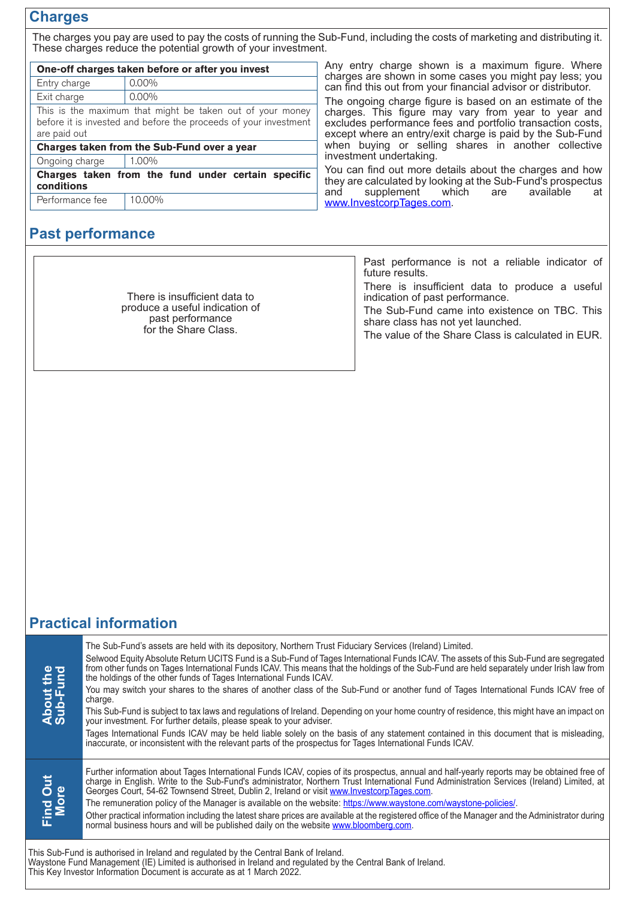## Charges

The charges you pay are used to pay the costs of running the Sub-Fund, including the costs of marketing and distributing it. These charges reduce the potential growth of your investment.

| | |
|---|---|
| **One-off charges taken before or after you invest** | |
| Entry charge | 0.00% |
| Exit charge | 0.00% |
| This is the maximum that might be taken out of your money before it is invested and before the proceeds of your investment are paid out | |
| **Charges taken from the Sub-Fund over a year** | |
| Ongoing charge | 1.00% |
| **Charges taken from the fund under certain specific conditions** | |
| Performance fee | 10.00% |

Any entry charge shown is a maximum figure. Where charges are shown in some cases you might pay less; you can find this out from your financial advisor or distributor.

The ongoing charge figure is based on an estimate of the charges. This figure may vary from year to year and excludes performance fees and portfolio transaction costs, except where an entry/exit charge is paid by the Sub-Fund when buying or selling shares in another collective investment undertaking.

You can find out more details about the charges and how they are calculated by looking at the Sub-Fund's prospectus and supplement which are available at www.InvestcorpTages.com.

## Past performance

There is insufficient data to produce a useful indication of past performance for the Share Class.

Past performance is not a reliable indicator of future results.

There is insufficient data to produce a useful indication of past performance.

The Sub-Fund came into existence on TBC. This share class has not yet launched.

The value of the Share Class is calculated in EUR.

## Practical information

**About the Sub-Fund**

The Sub-Fund's assets are held with its depository, Northern Trust Fiduciary Services (Ireland) Limited.

Selwood Equity Absolute Return UCITS Fund is a Sub-Fund of Tages International Funds ICAV. The assets of this Sub-Fund are segregated from other funds on Tages International Funds ICAV. This means that the holdings of the Sub-Fund are held separately under Irish law from the holdings of the other funds of Tages International Funds ICAV.

You may switch your shares to the shares of another class of the Sub-Fund or another fund of Tages International Funds ICAV free of charge.

This Sub-Fund is subject to tax laws and regulations of Ireland. Depending on your home country of residence, this might have an impact on your investment. For further details, please speak to your adviser.

Tages International Funds ICAV may be held liable solely on the basis of any statement contained in this document that is misleading, inaccurate, or inconsistent with the relevant parts of the prospectus for Tages International Funds ICAV.

**Find Out More**

Further information about Tages International Funds ICAV, copies of its prospectus, annual and half-yearly reports may be obtained free of charge in English. Write to the Sub-Fund's administrator, Northern Trust International Fund Administration Services (Ireland) Limited, at Georges Court, 54-62 Townsend Street, Dublin 2, Ireland or visit www.InvestcorpTages.com.

The remuneration policy of the Manager is available on the website: https://www.waystone.com/waystone-policies/.

Other practical information including the latest share prices are available at the registered office of the Manager and the Administrator during normal business hours and will be published daily on the website www.bloomberg.com.

This Sub-Fund is authorised in Ireland and regulated by the Central Bank of Ireland.
Waystone Fund Management (IE) Limited is authorised in Ireland and regulated by the Central Bank of Ireland.
This Key Investor Information Document is accurate as at 1 March 2022.